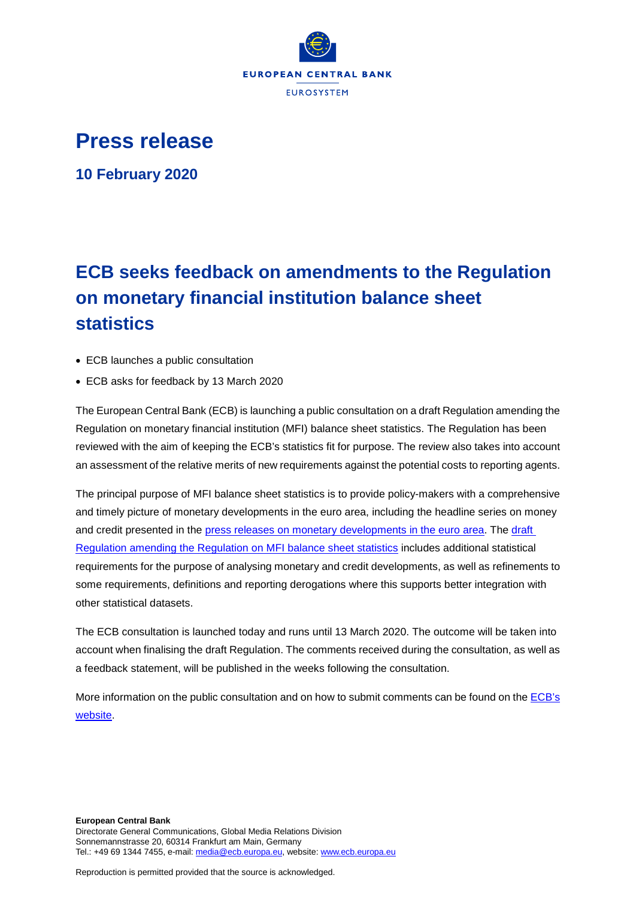EUROPEAN CENTRAL BANK

EUROSYSTEM

# Press release

## 10 February 2020

# ECB seeks feedback on amendments to the Regulation on monetary financial institution balance sheet statistics

- ECB launches a public consultation
- ECB asks for feedback by 13 March 2020

The European Central Bank (ECB) is launching a public consultation on a draft Regulation amending the Regulation on monetary financial institution (MFI) balance sheet statistics. The Regulation has been reviewed with the aim of keeping the ECB's statistics fit for purpose. The review also takes into account an assessment of the relative merits of new requirements against the potential costs to reporting agents.

The principal purpose of MFI balance sheet statistics is to provide policy-makers with a comprehensive and timely picture of monetary developments in the euro area, including the headline series on money and credit presented in the press releases on monetary developments in the euro area. The draft Regulation amending the Regulation on MFI balance sheet statistics includes additional statistical requirements for the purpose of analysing monetary and credit developments, as well as refinements to some requirements, definitions and reporting derogations where this supports better integration with other statistical datasets.

The ECB consultation is launched today and runs until 13 March 2020. The outcome will be taken into account when finalising the draft Regulation. The comments received during the consultation, as well as a feedback statement, will be published in the weeks following the consultation.

More information on the public consultation and on how to submit comments can be found on the ECB's website.

**European Central Bank**
Directorate General Communications, Global Media Relations Division
Sonnemannstrasse 20, 60314 Frankfurt am Main, Germany
Tel.: +49 69 1344 7455, e-mail: media@ecb.europa.eu, website: www.ecb.europa.eu

Reproduction is permitted provided that the source is acknowledged.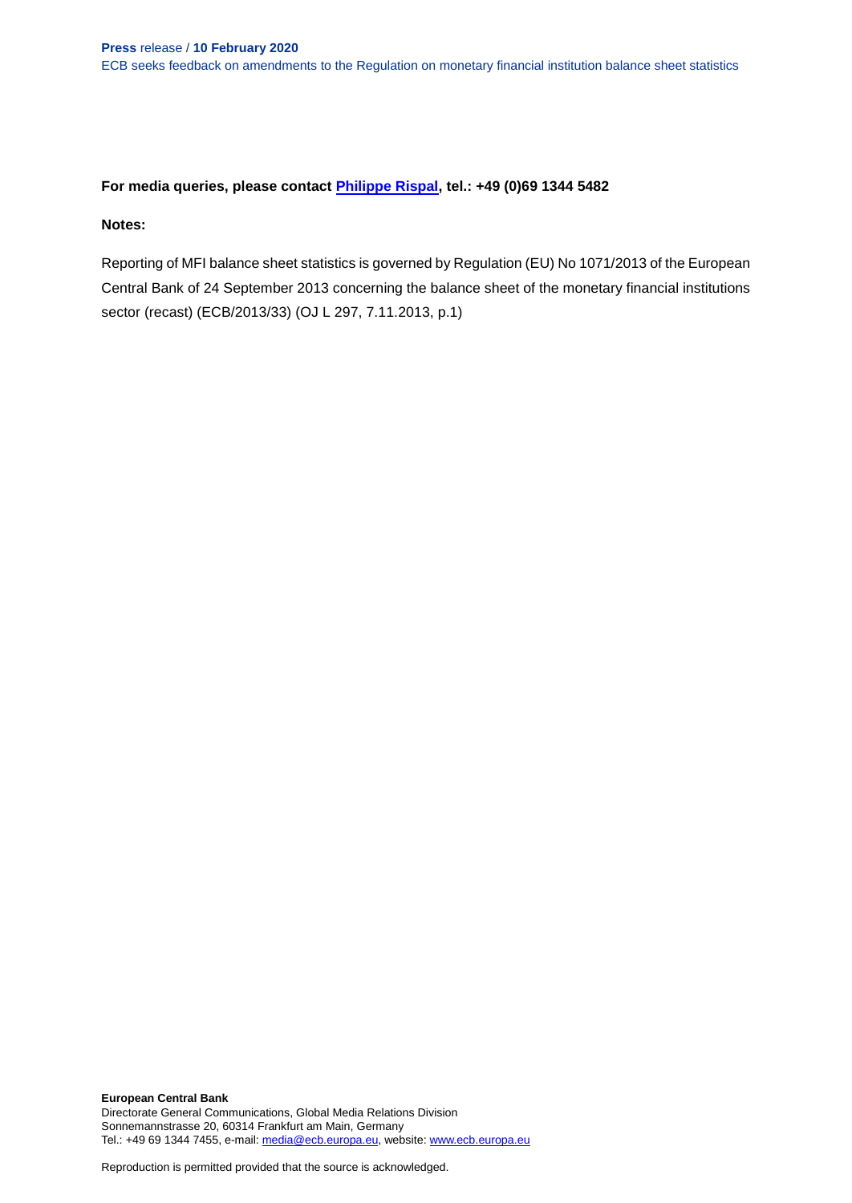**For media queries, please contact [Philippe Rispal](), tel.: +49 (0)69 1344 5482**

**Notes:**

Reporting of MFI balance sheet statistics is governed by Regulation (EU) No 1071/2013 of the European Central Bank of 24 September 2013 concerning the balance sheet of the monetary financial institutions sector (recast) (ECB/2013/33) (OJ L 297, 7.11.2013, p.1)

**European Central Bank**
Directorate General Communications, Global Media Relations Division
Sonnemannstrasse 20, 60314 Frankfurt am Main, Germany
Tel.: +49 69 1344 7455, e-mail: media@ecb.europa.eu, website: www.ecb.europa.eu

Reproduction is permitted provided that the source is acknowledged.